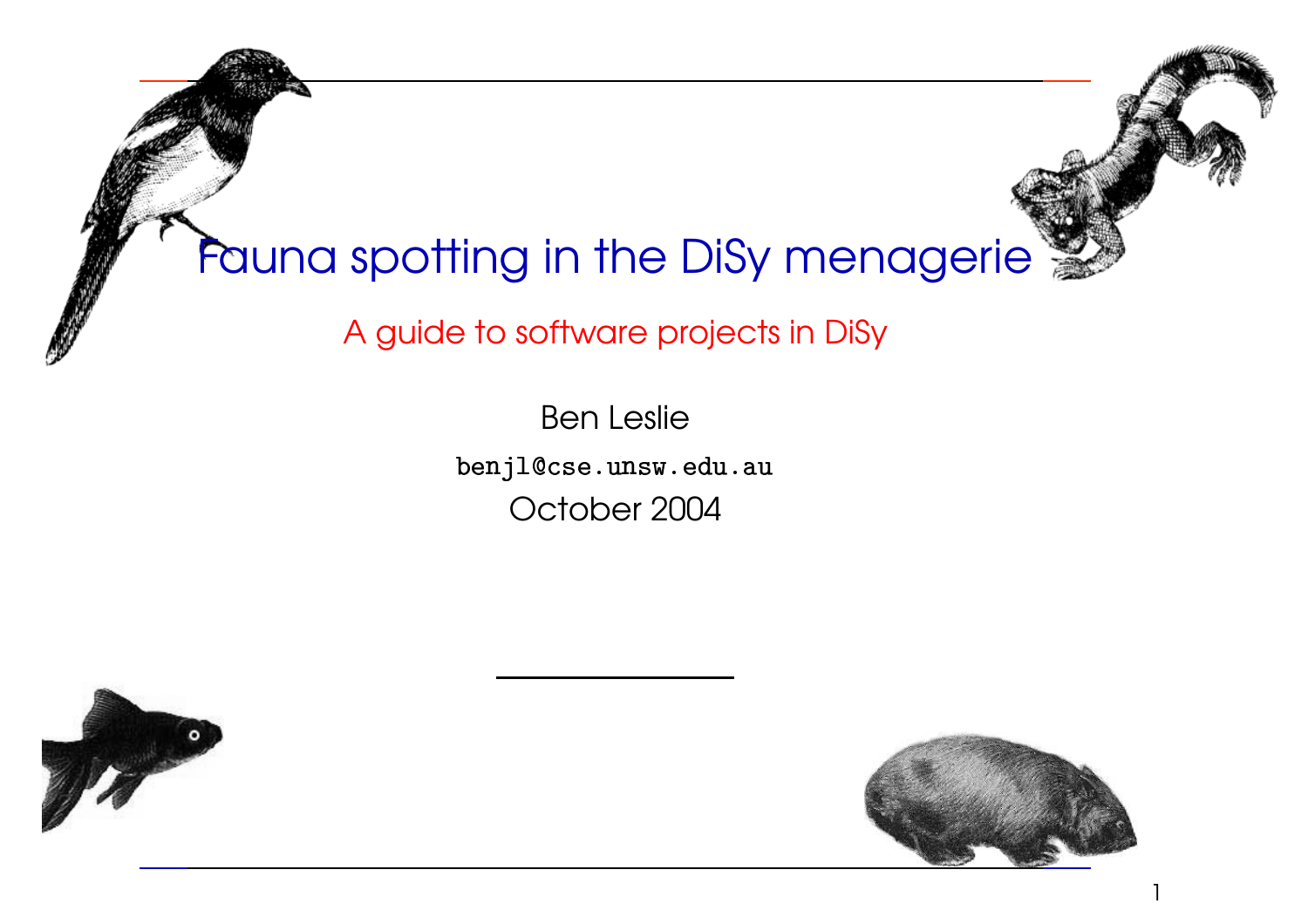# Fauna spotting in the DiSy menagerie

## A guide to software projects in DiSy

Ben Leslie

`benjl@cse.unsw.edu.au`

October 2004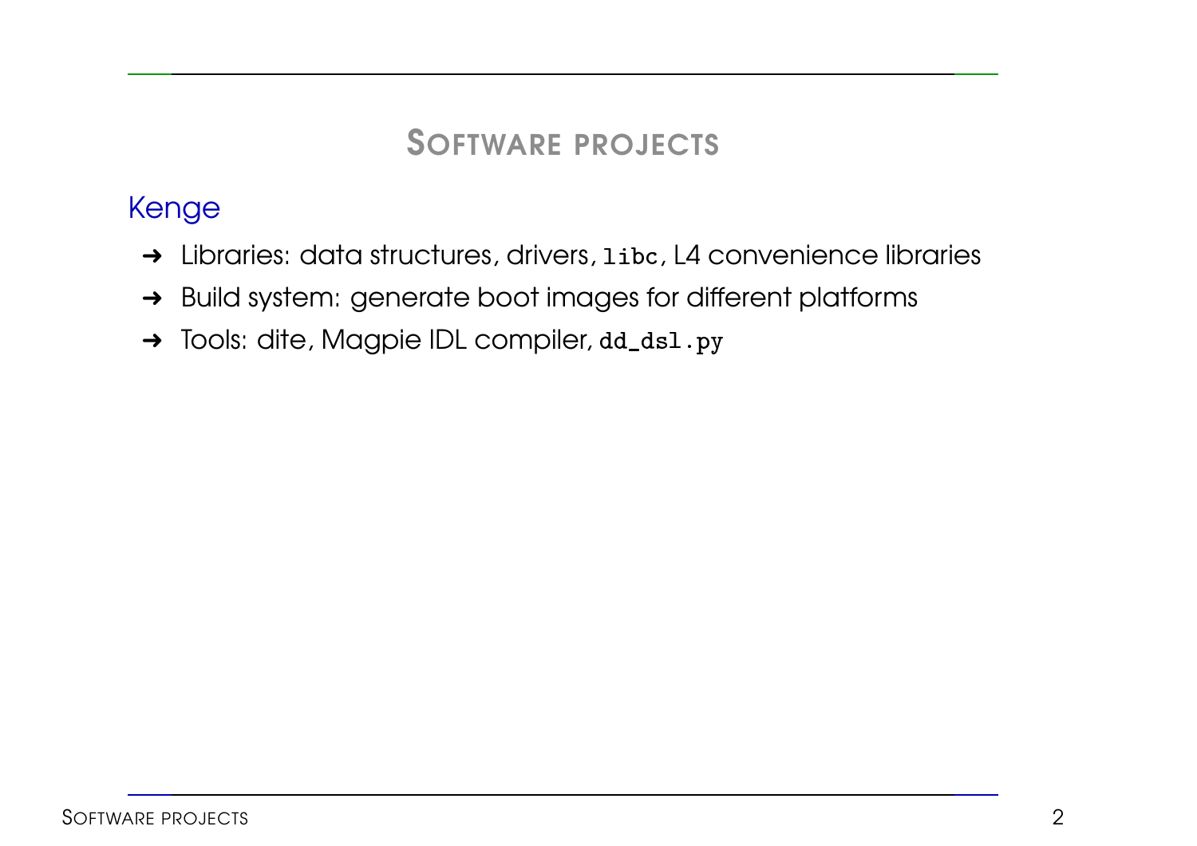# Software projects

## Kenge

- Libraries: data structures, drivers, `libc`, L4 convenience libraries
- Build system: generate boot images for different platforms
- Tools: dite, Magpie IDL compiler, `dd_dsl.py`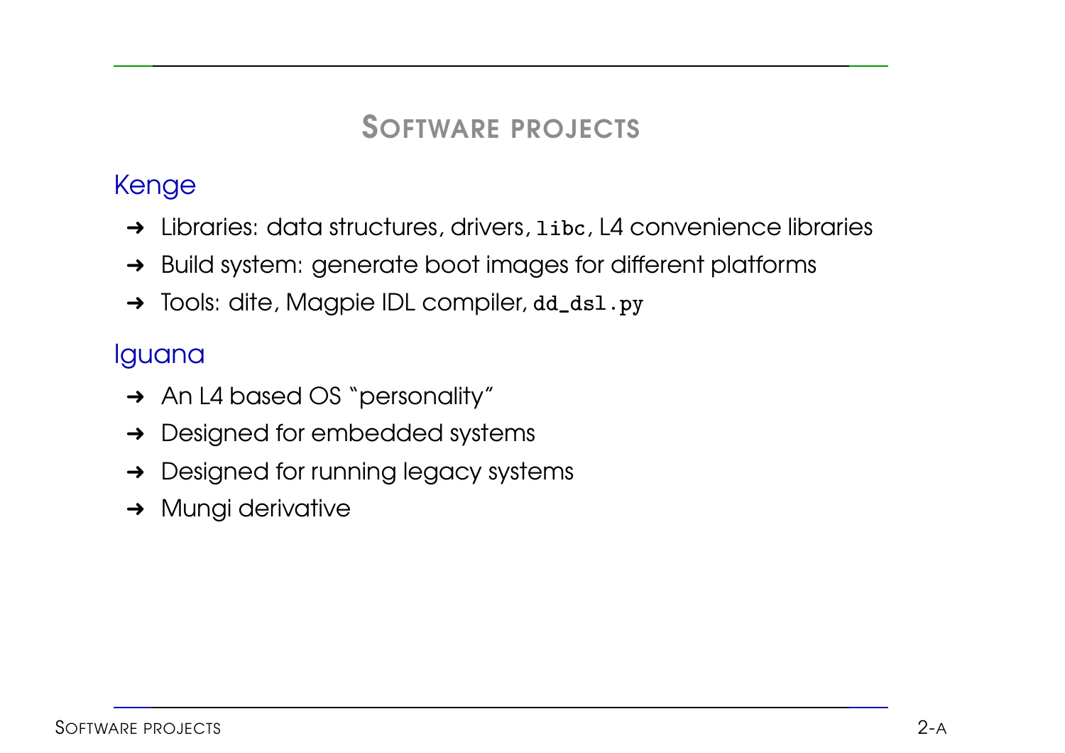# Software projects

## Kenge

- Libraries: data structures, drivers, `libc`, L4 convenience libraries
- Build system: generate boot images for different platforms
- Tools: dite, Magpie IDL compiler, `dd_dsl.py`

## Iguana

- An L4 based OS "personality"
- Designed for embedded systems
- Designed for running legacy systems
- Mungi derivative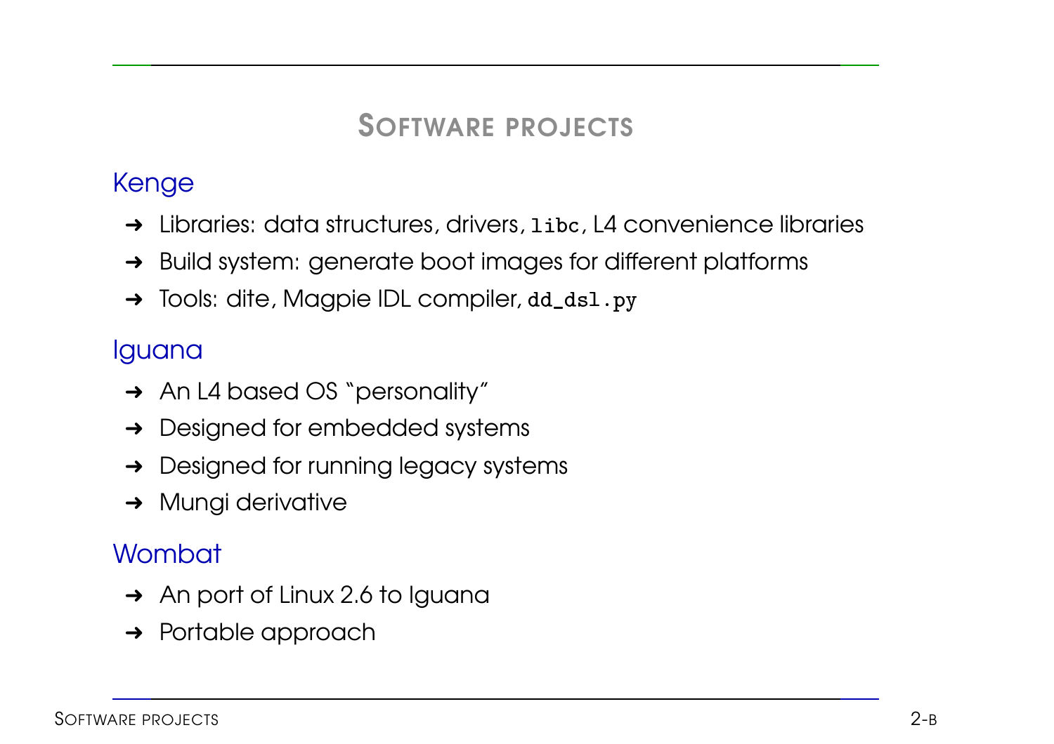# Software projects

## Kenge

- Libraries: data structures, drivers, `libc`, L4 convenience libraries
- Build system: generate boot images for different platforms
- Tools: dite, Magpie IDL compiler, `dd_dsl.py`

## Iguana

- An L4 based OS "personality"
- Designed for embedded systems
- Designed for running legacy systems
- Mungi derivative

## Wombat

- An port of Linux 2.6 to Iguana
- Portable approach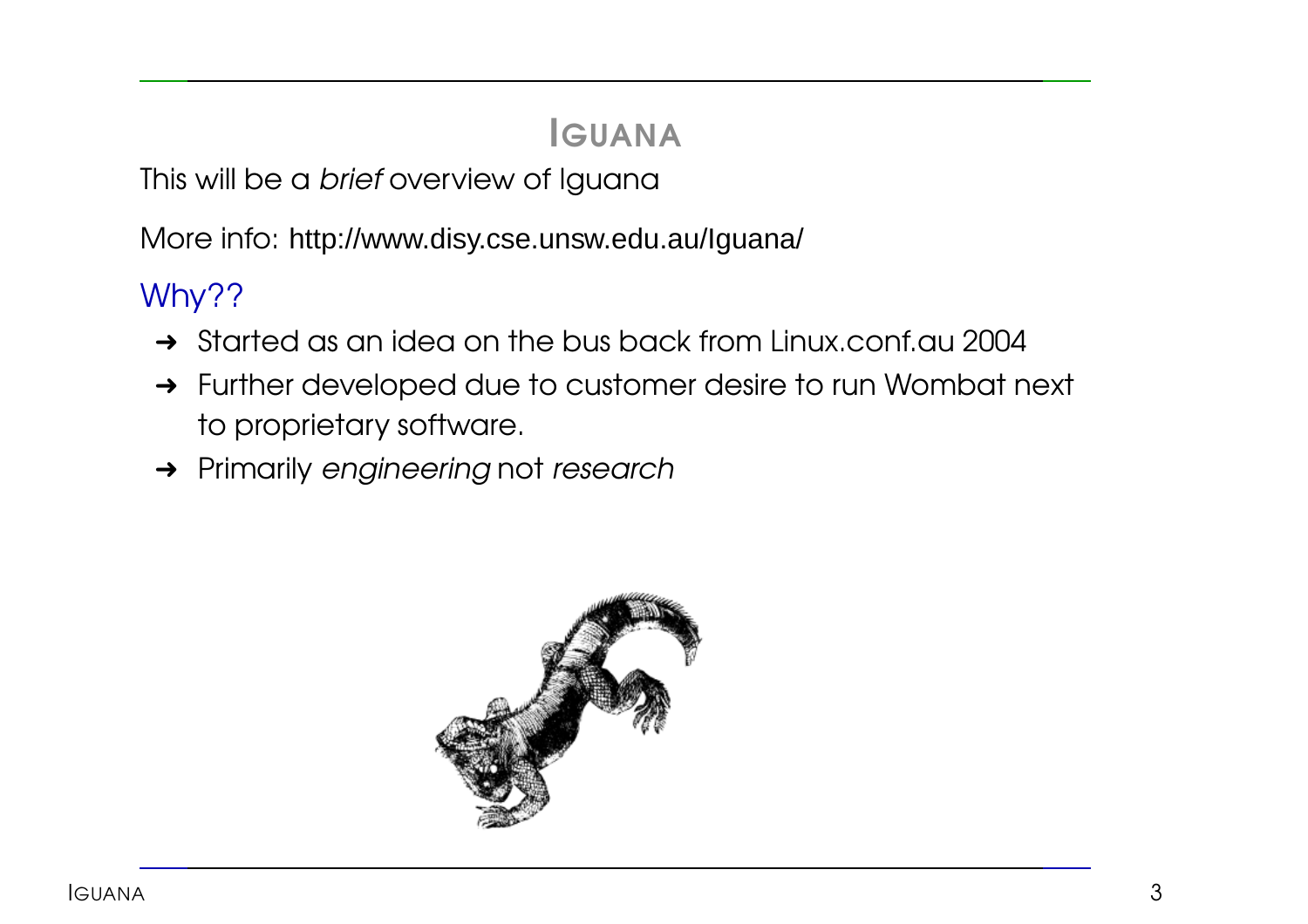# Iguana

This will be a *brief* overview of Iguana

More info: http://www.disy.cse.unsw.edu.au/Iguana/

## Why??

- Started as an idea on the bus back from Linux.conf.au 2004
- Further developed due to customer desire to run Wombat next to proprietary software.
- Primarily *engineering* not *research*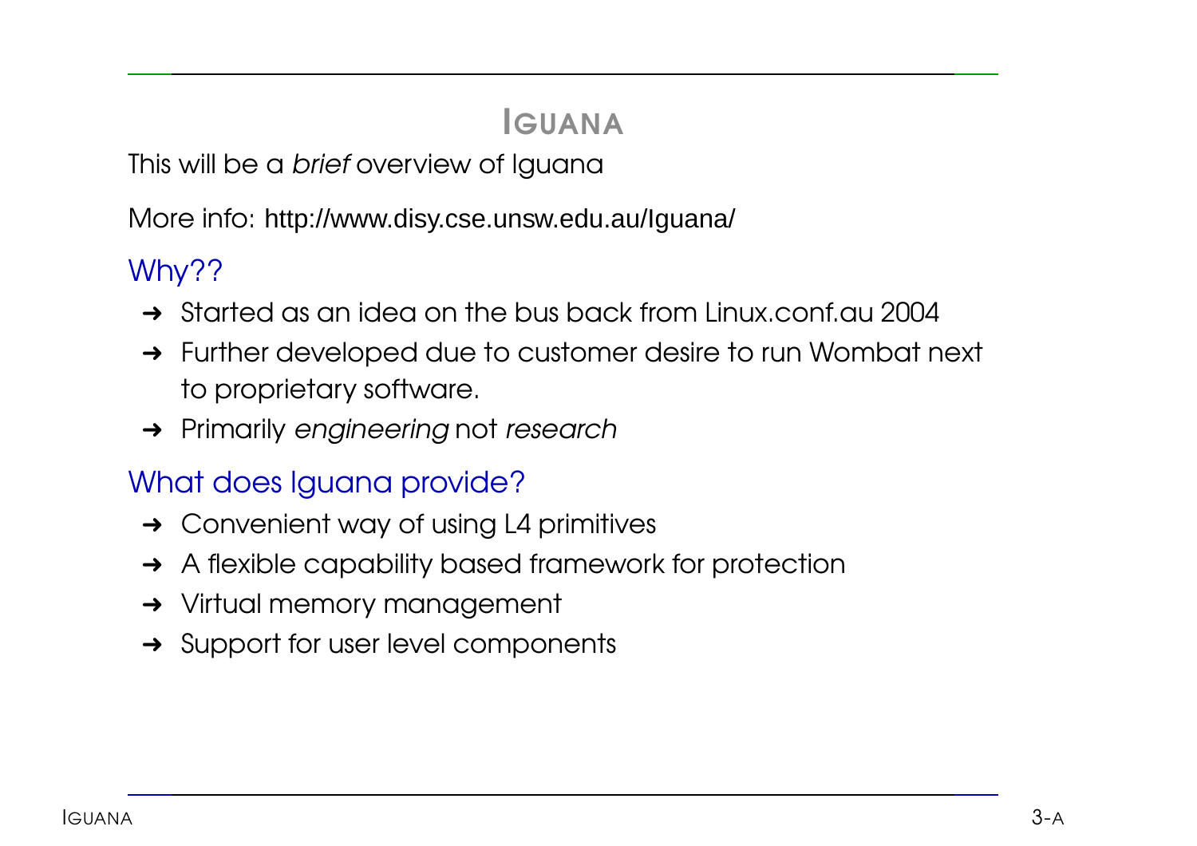# IGUANA

This will be a *brief* overview of Iguana

More info: http://www.disy.cse.unsw.edu.au/Iguana/

## Why??

- Started as an idea on the bus back from Linux.conf.au 2004
- Further developed due to customer desire to run Wombat next to proprietary software.
- Primarily *engineering* not *research*

## What does Iguana provide?

- Convenient way of using L4 primitives
- A flexible capability based framework for protection
- Virtual memory management
- Support for user level components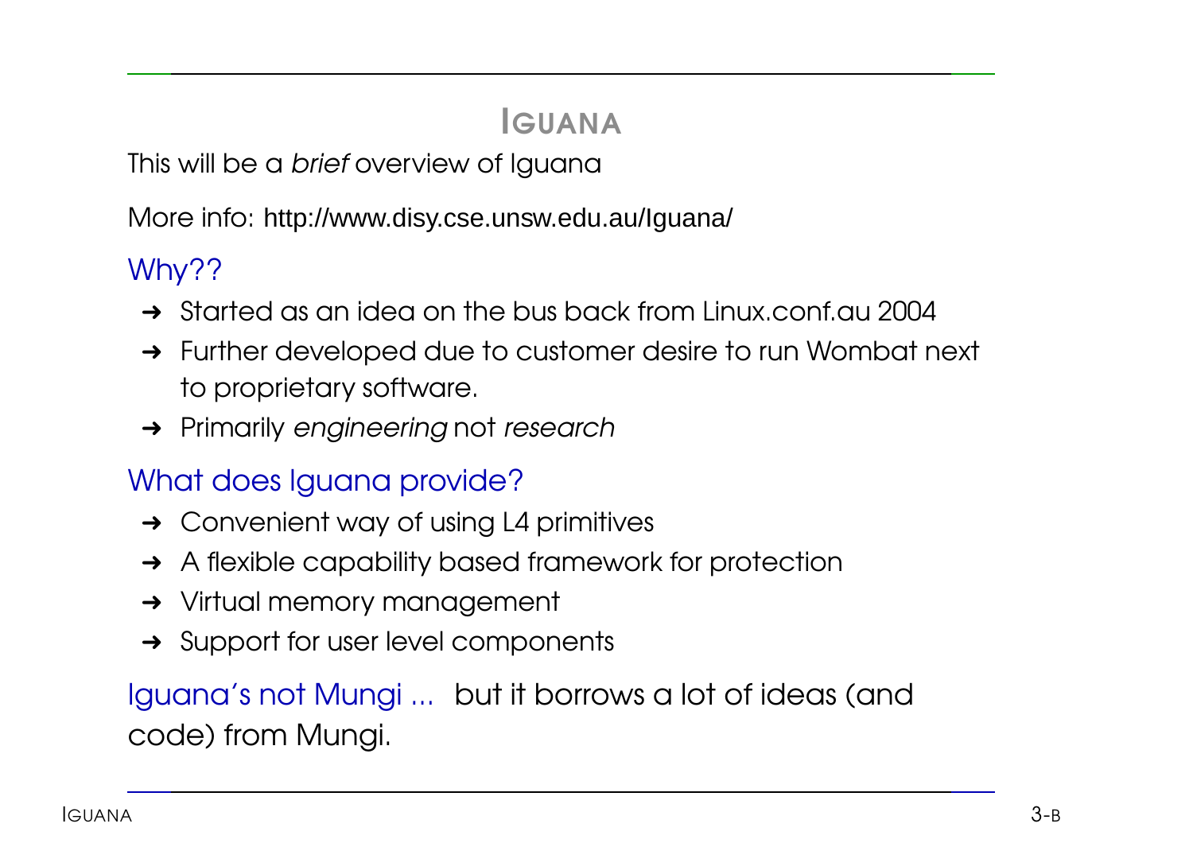# Iguana

This will be a *brief* overview of Iguana

More info: http://www.disy.cse.unsw.edu.au/Iguana/

## Why??

- Started as an idea on the bus back from Linux.conf.au 2004
- Further developed due to customer desire to run Wombat next to proprietary software.
- Primarily *engineering* not *research*

## What does Iguana provide?

- Convenient way of using L4 primitives
- A flexible capability based framework for protection
- Virtual memory management
- Support for user level components

Iguana's not Mungi ... but it borrows a lot of ideas (and code) from Mungi.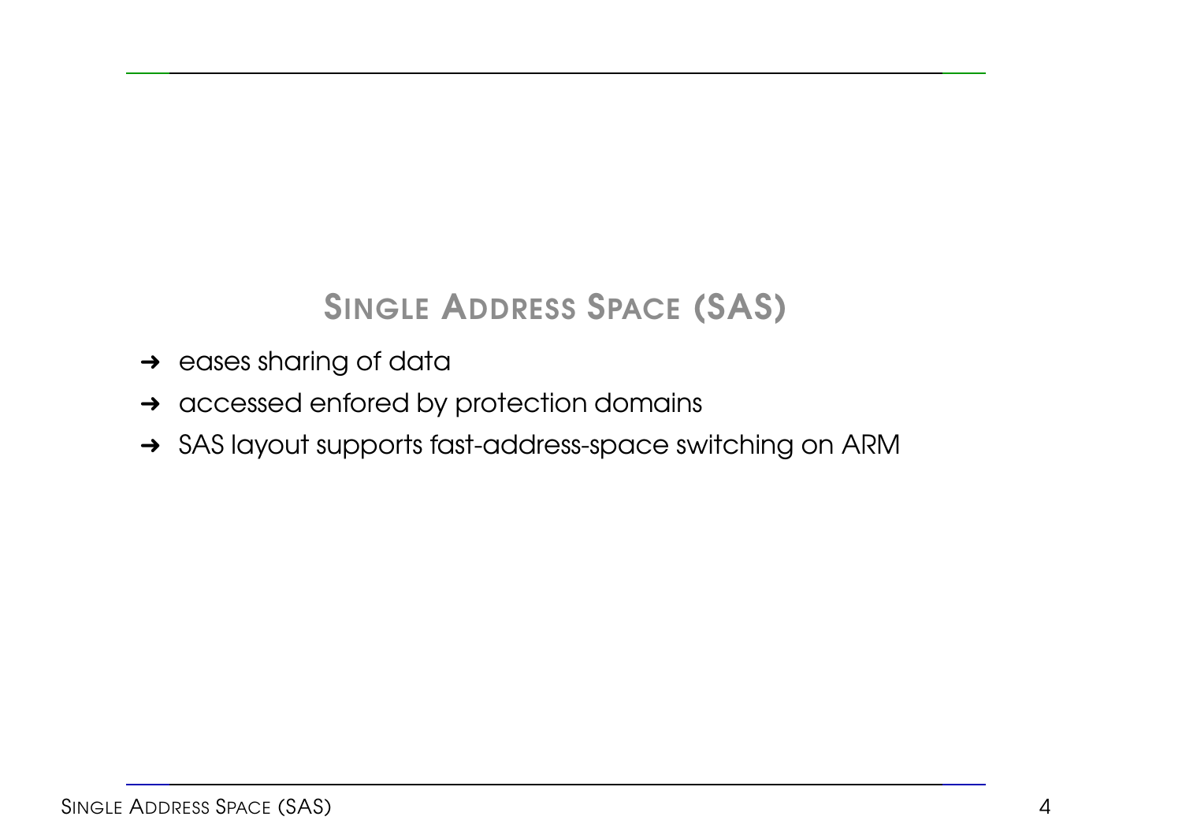## Single Address Space (SAS)

- eases sharing of data
- accessed enfored by protection domains
- SAS layout supports fast-address-space switching on ARM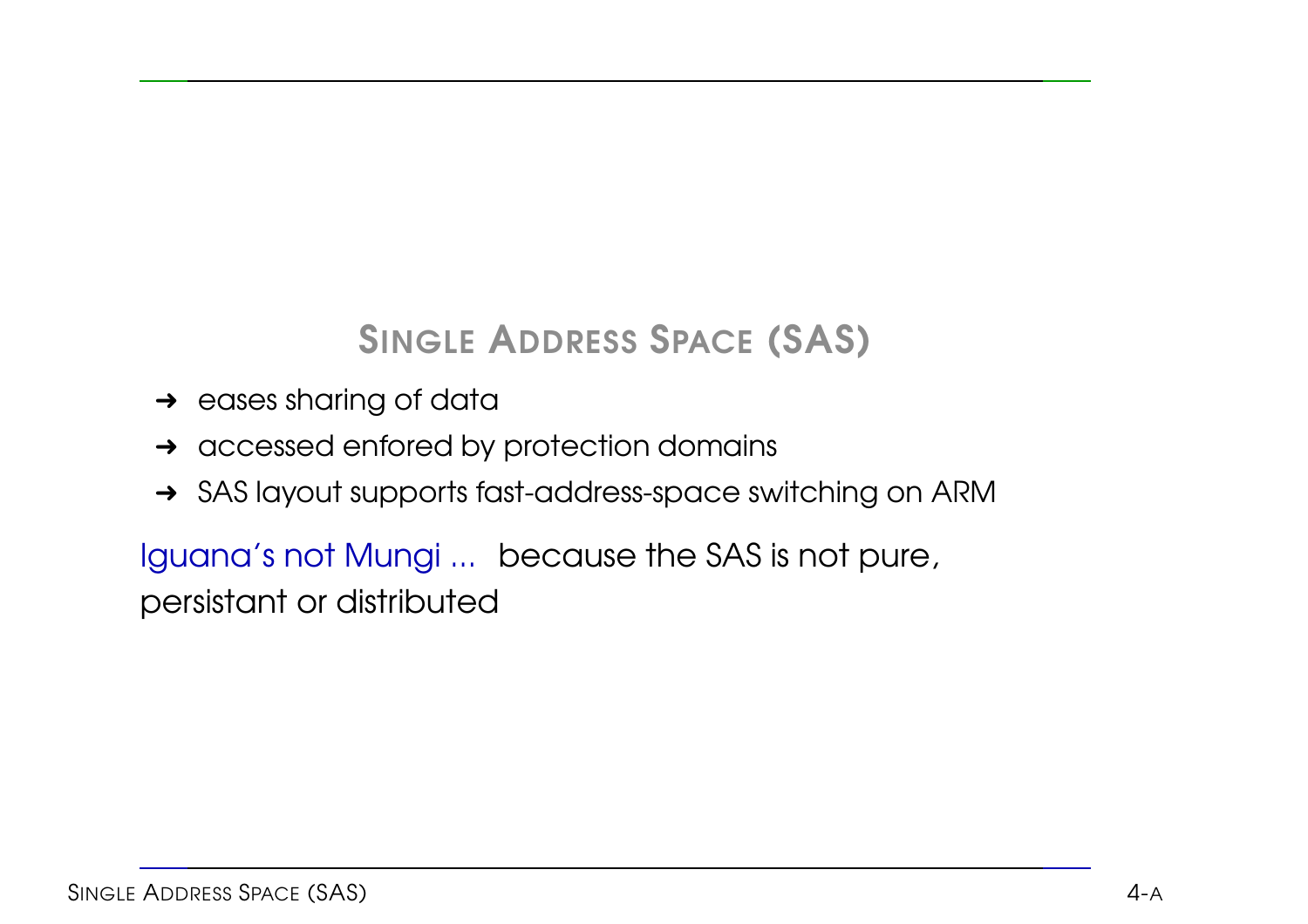## Single Address Space (SAS)

- ➜ eases sharing of data
- ➜ accessed enfored by protection domains
- ➜ SAS layout supports fast-address-space switching on ARM

Iguana's not Mungi ... because the SAS is not pure, persistant or distributed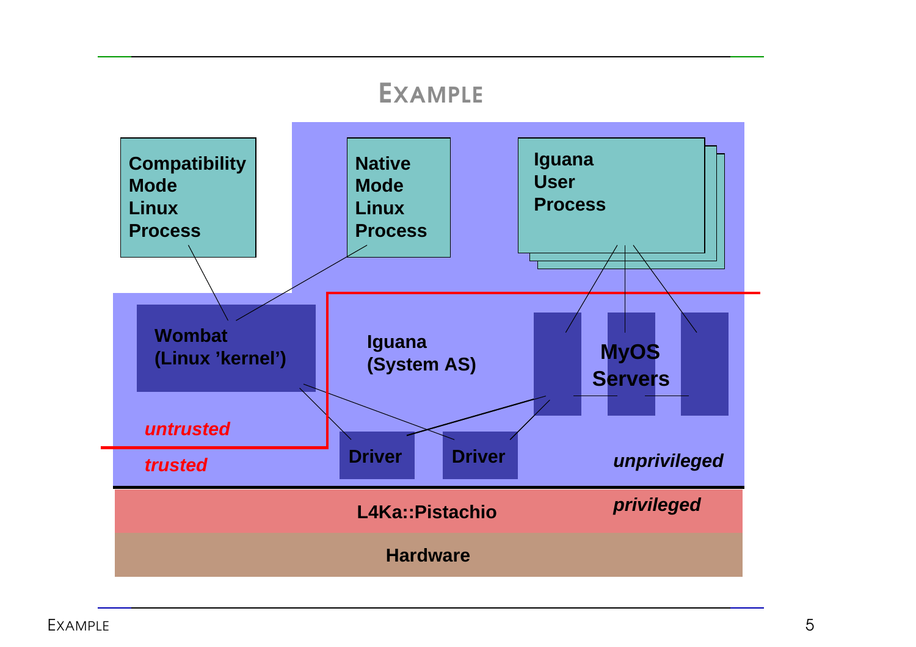# EXAMPLE

Compatibility Mode Linux Process

Native Mode Linux Process

Iguana User Process

Wombat (Linux 'kernel')

Iguana (System AS)

MyOS Servers

*untrusted*

*trusted*

Driver

Driver

*unprivileged*

L4Ka::Pistachio

*privileged*

Hardware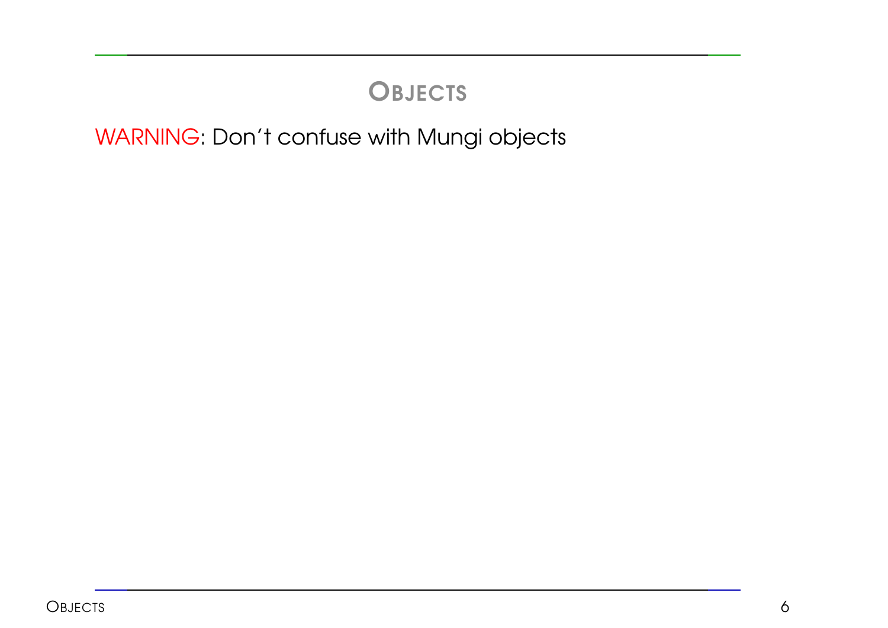## Objects

WARNING: Don't confuse with Mungi objects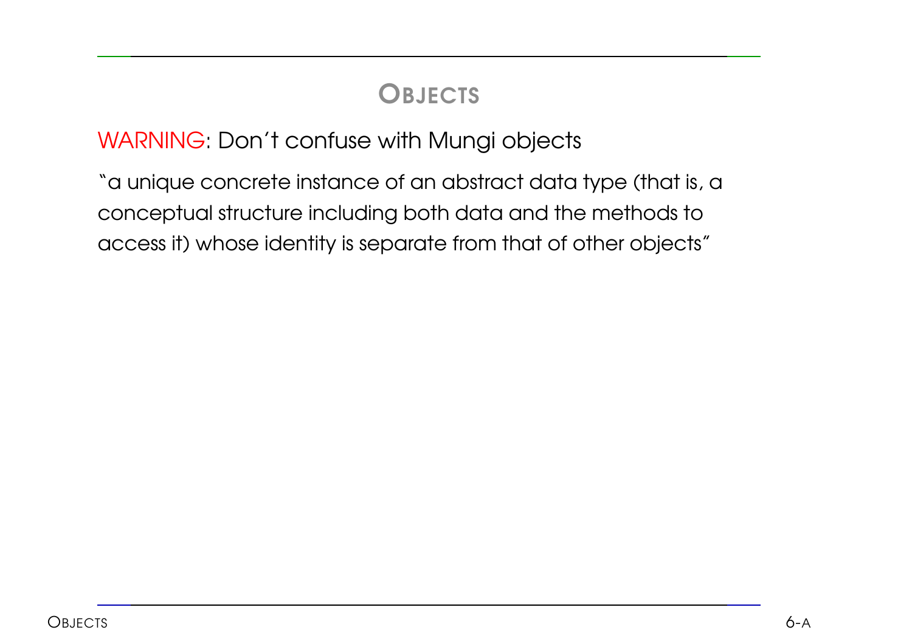# OBJECTS

WARNING: Don't confuse with Mungi objects

"a unique concrete instance of an abstract data type (that is, a conceptual structure including both data and the methods to access it) whose identity is separate from that of other objects"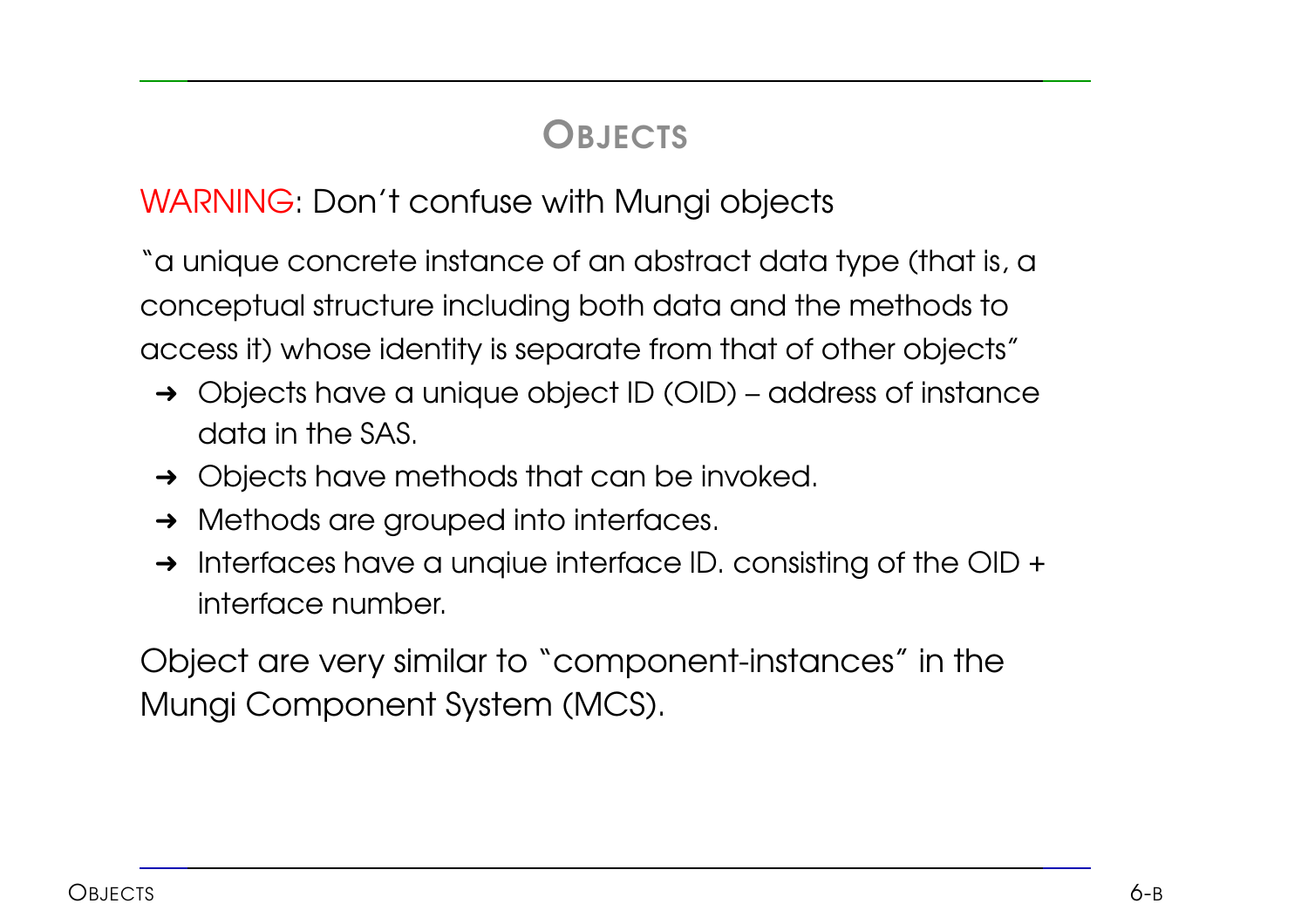# Objects

WARNING: Don´t confuse with Mungi objects

"a unique concrete instance of an abstract data type (that is, a conceptual structure including both data and the methods to access it) whose identity is separate from that of other objects"

- ➜ Objects have a unique object ID (OID) – address of instance data in the SAS.
- ➜ Objects have methods that can be invoked.
- ➜ Methods are grouped into interfaces.
- ➜ Interfaces have a unqiue interface ID. consisting of the OID + interface number.

Object are very similar to "component-instances" in the Mungi Component System (MCS).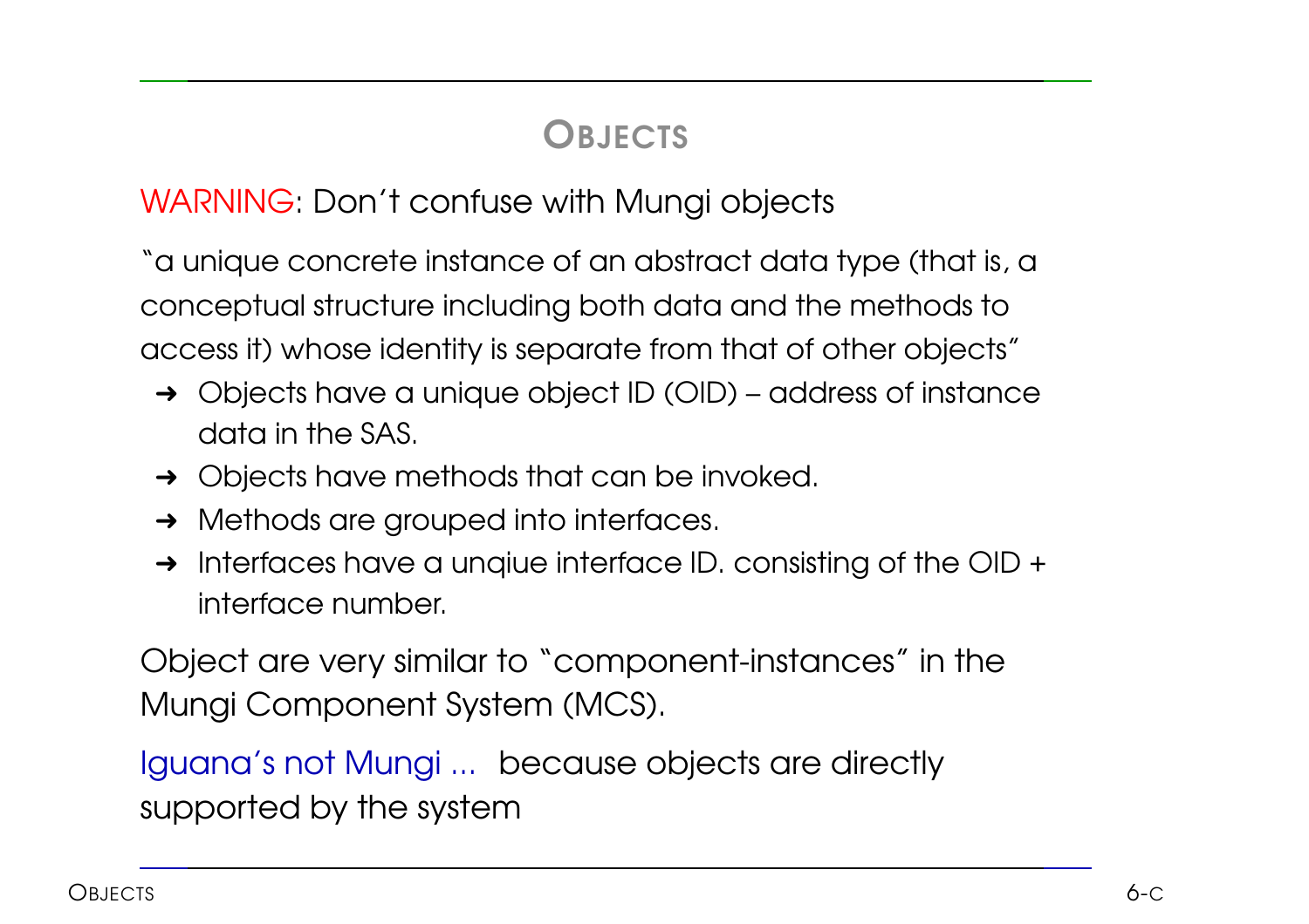# Objects

WARNING: Don't confuse with Mungi objects

"a unique concrete instance of an abstract data type (that is, a conceptual structure including both data and the methods to access it) whose identity is separate from that of other objects"

- ➜ Objects have a unique object ID (OID) – address of instance data in the SAS.
- ➜ Objects have methods that can be invoked.
- ➜ Methods are grouped into interfaces.
- ➜ Interfaces have a unqiue interface ID. consisting of the OID + interface number.

Object are very similar to "component-instances" in the Mungi Component System (MCS).

Iguana's not Mungi ... because objects are directly supported by the system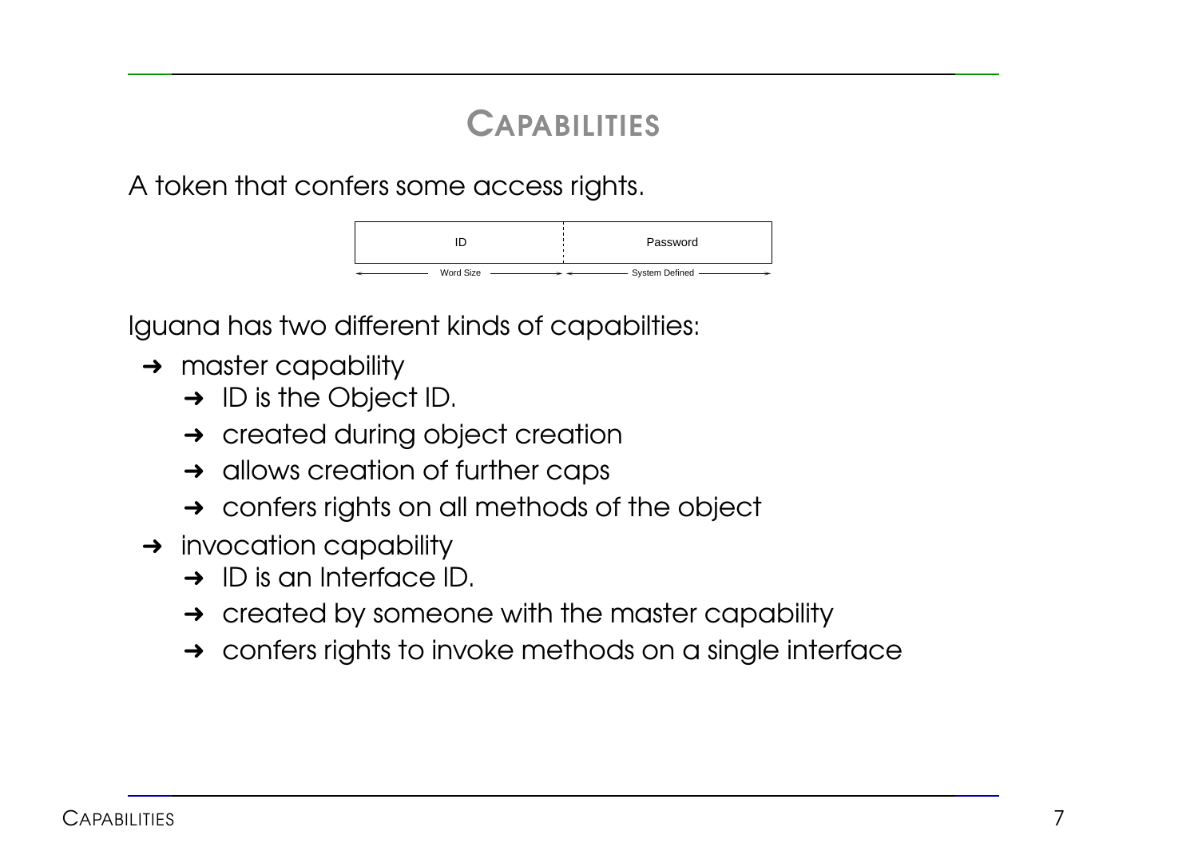# Capabilities

A token that confers some access rights.

| ID | Password |
|---|---|
| Word Size | System Defined |

Iguana has two different kinds of capabilties:

- master capability
  - ID is the Object ID.
  - created during object creation
  - allows creation of further caps
  - confers rights on all methods of the object
- invocation capability
  - ID is an Interface ID.
  - created by someone with the master capability
  - confers rights to invoke methods on a single interface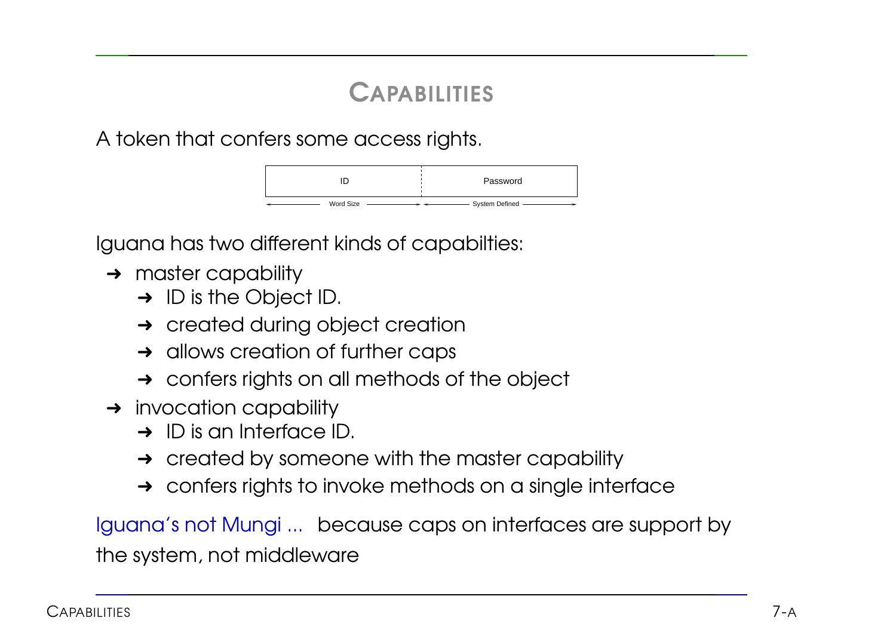# Capabilities

A token that confers some access rights.

| ID | Password |
| --- | --- |
| Word Size | System Defined |

Iguana has two different kinds of capabilties:

- master capability
  - ID is the Object ID.
  - created during object creation
  - allows creation of further caps
  - confers rights on all methods of the object
- invocation capability
  - ID is an Interface ID.
  - created by someone with the master capability
  - confers rights to invoke methods on a single interface

Iguana's not Mungi ... because caps on interfaces are support by the system, not middleware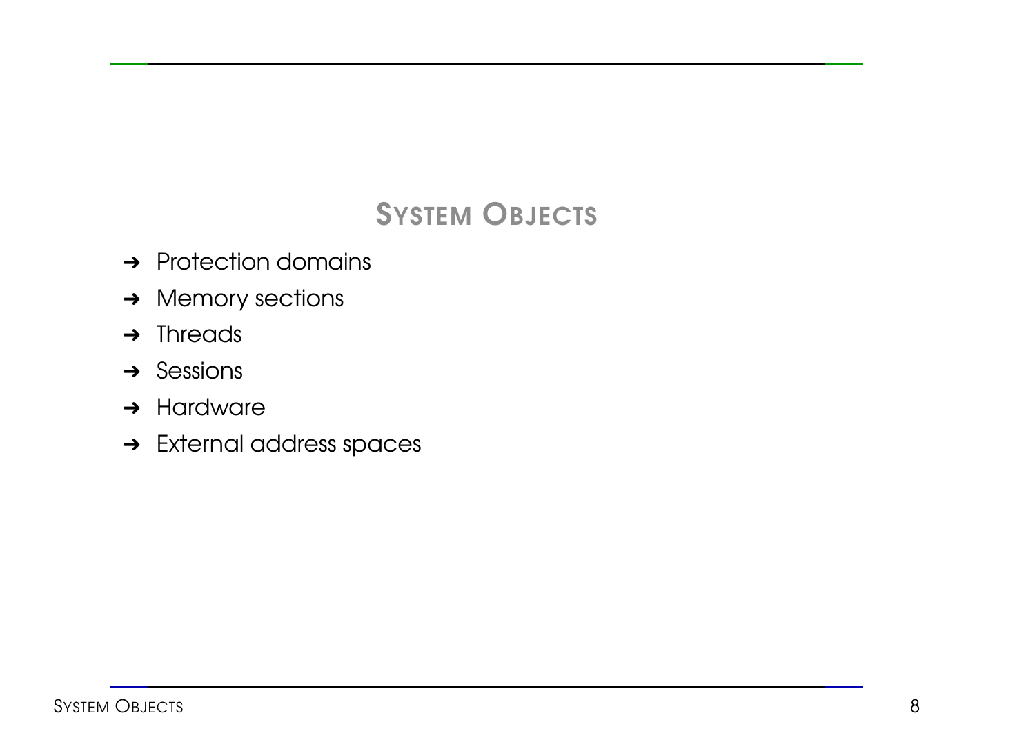## System Objects

- Protection domains
- Memory sections
- Threads
- Sessions
- Hardware
- External address spaces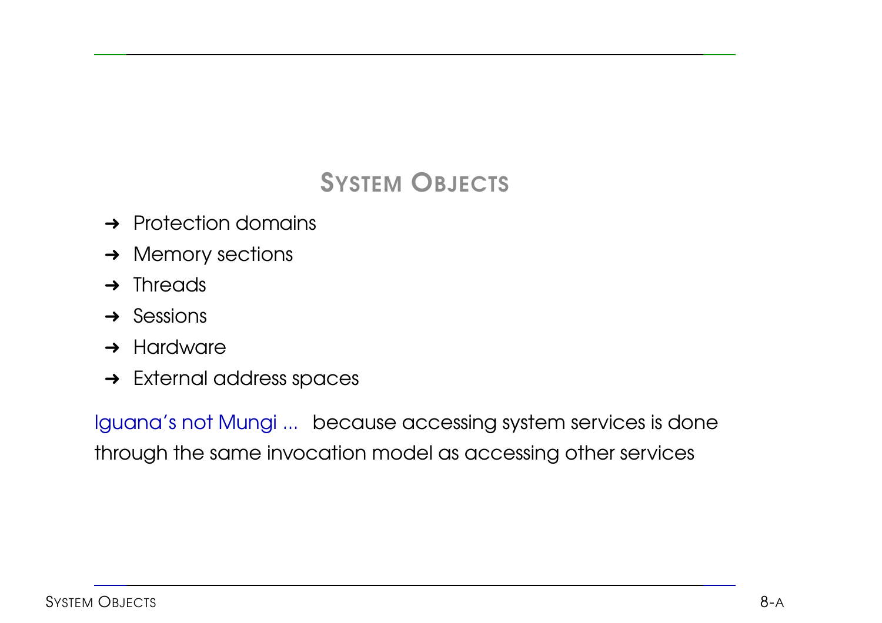## SYSTEM OBJECTS

- Protection domains
- Memory sections
- Threads
- Sessions
- Hardware
- External address spaces

Iguana's not Mungi ... because accessing system services is done through the same invocation model as accessing other services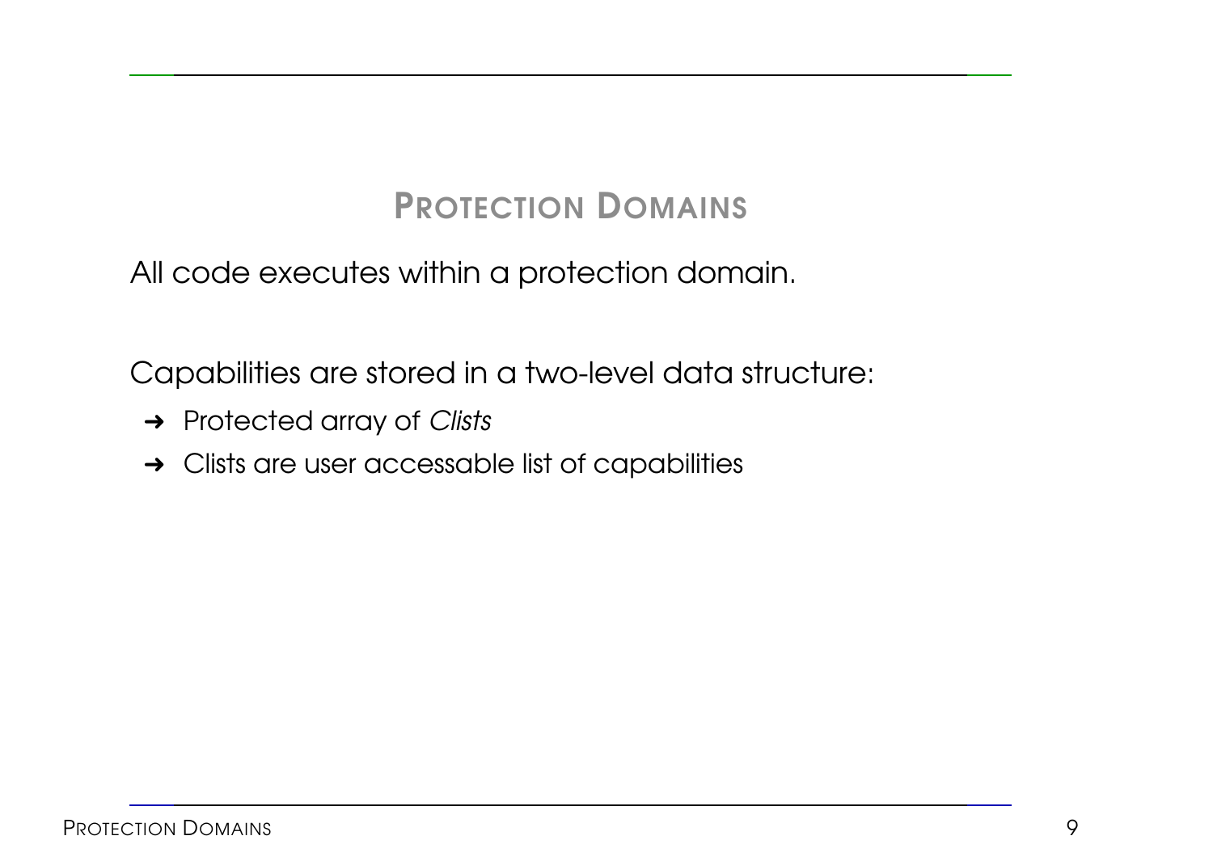# PROTECTION DOMAINS

All code executes within a protection domain.

Capabilities are stored in a two-level data structure:

- ➜ Protected array of *Clists*
- ➜ Clists are user accessable list of capabilities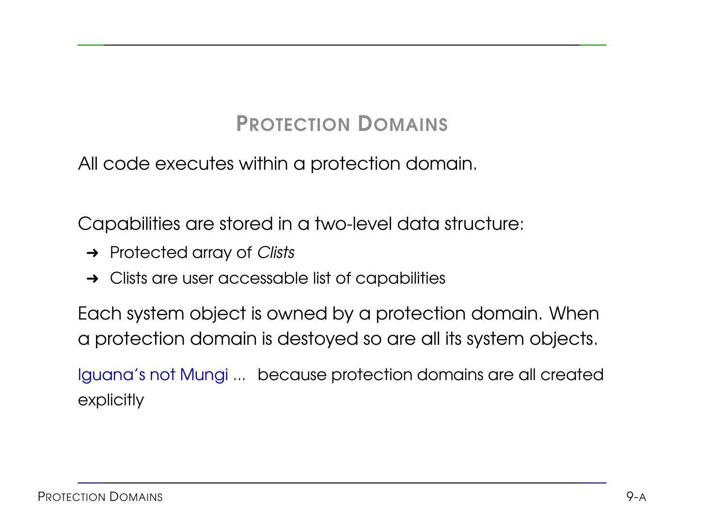# PROTECTION DOMAINS

All code executes within a protection domain.

Capabilities are stored in a two-level data structure:

- ➜ Protected array of *Clists*
- ➜ Clists are user accessable list of capabilities

Each system object is owned by a protection domain. When a protection domain is destoyed so are all its system objects.

Iguana's not Mungi ... because protection domains are all created explicitly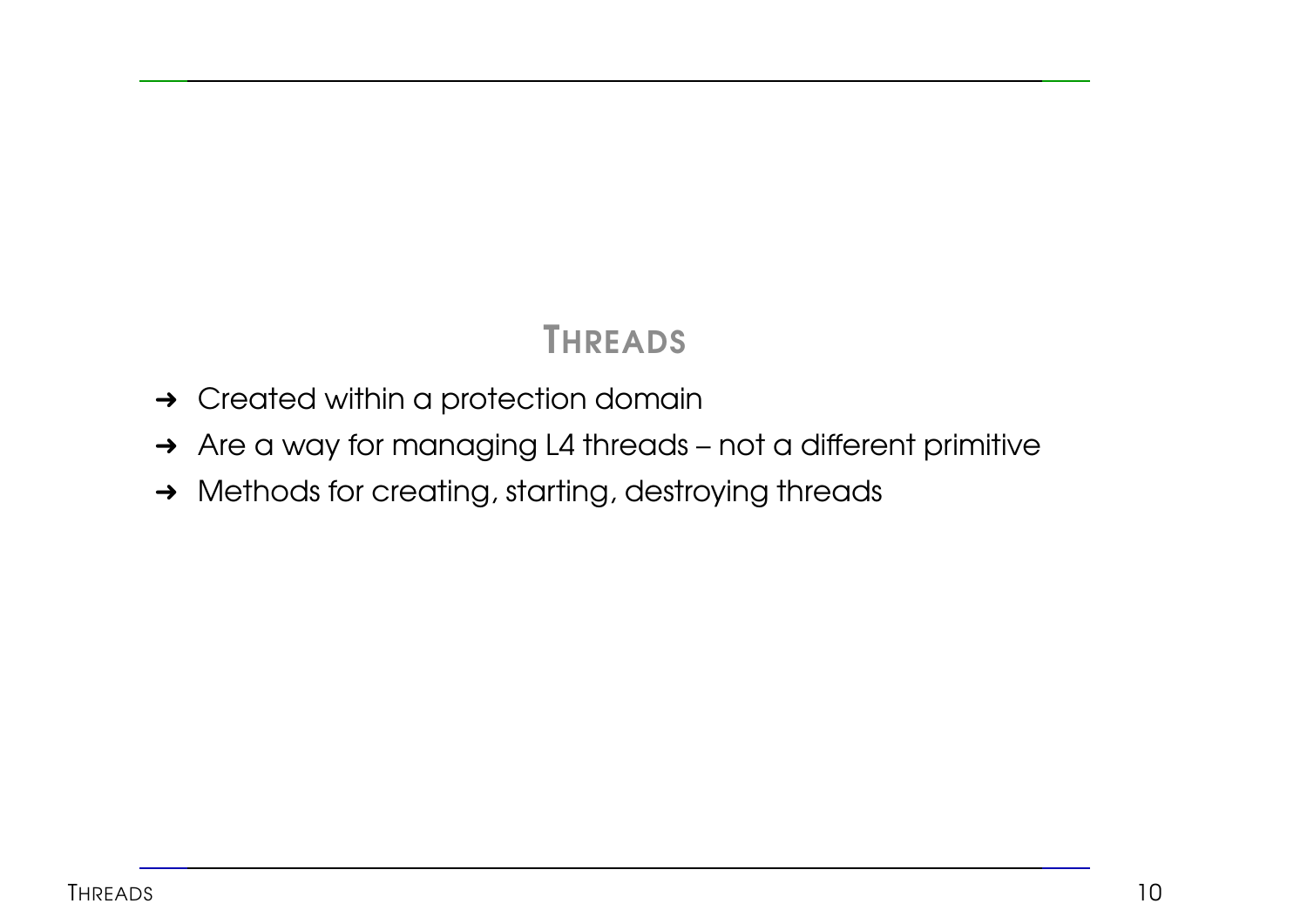## THREADS

- ➜ Created within a protection domain
- ➜ Are a way for managing L4 threads – not a different primitive
- ➜ Methods for creating, starting, destroying threads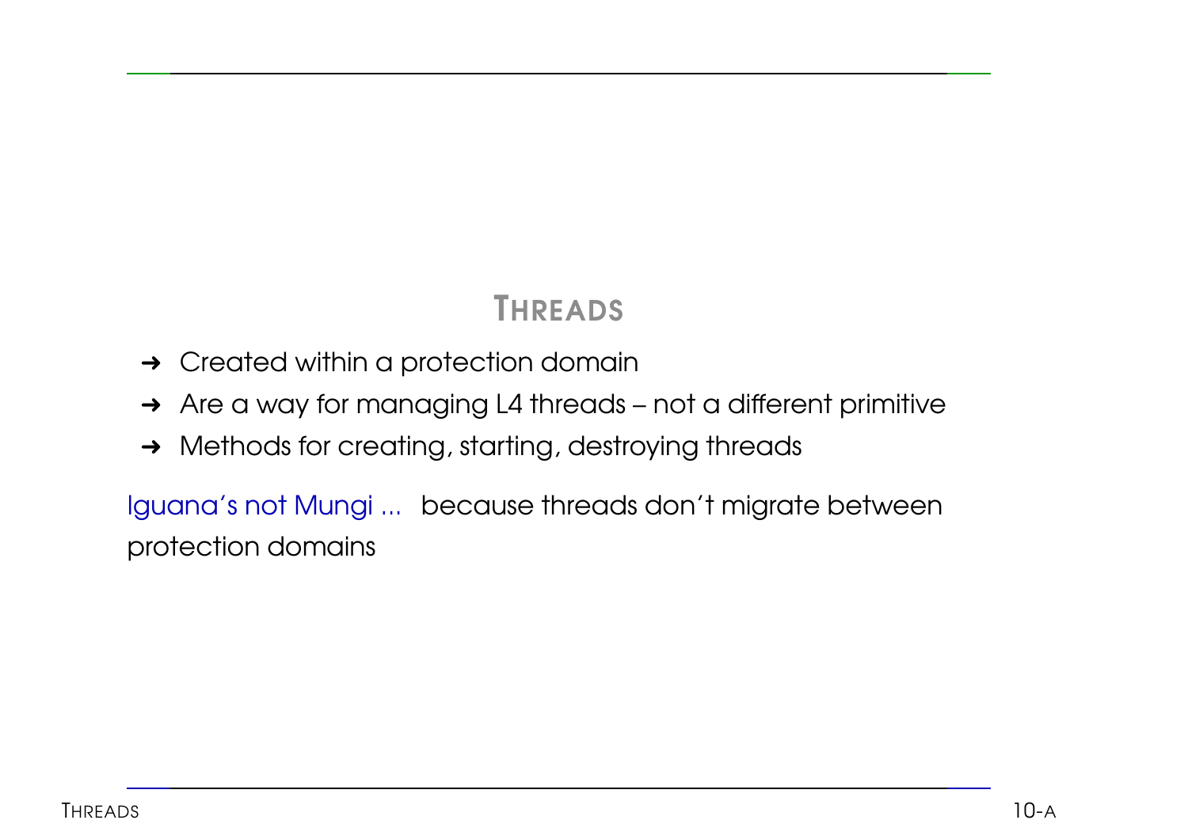## THREADS

- ➜ Created within a protection domain
- ➜ Are a way for managing L4 threads – not a different primitive
- ➜ Methods for creating, starting, destroying threads

Iguana's not Mungi ... because threads don't migrate between protection domains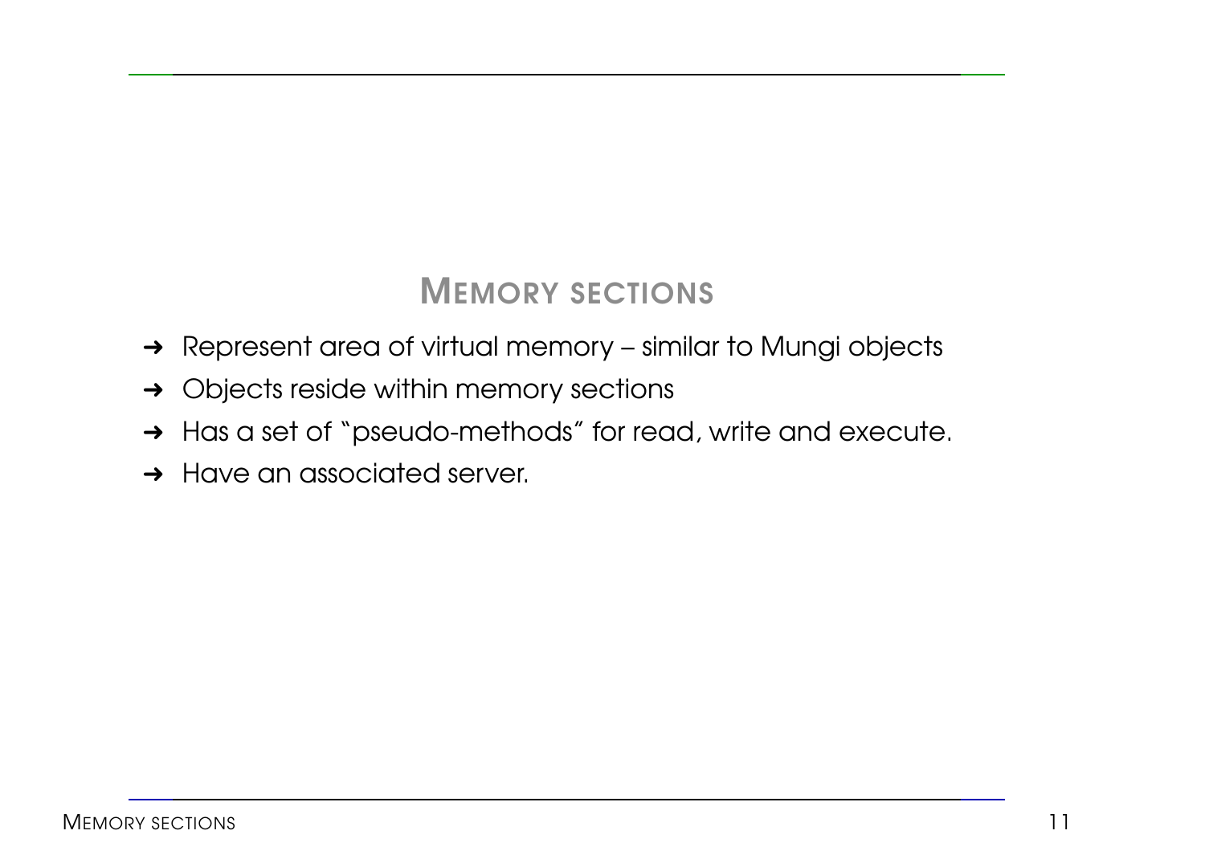## Memory sections

- Represent area of virtual memory – similar to Mungi objects
- Objects reside within memory sections
- Has a set of "pseudo-methods" for read, write and execute.
- Have an associated server.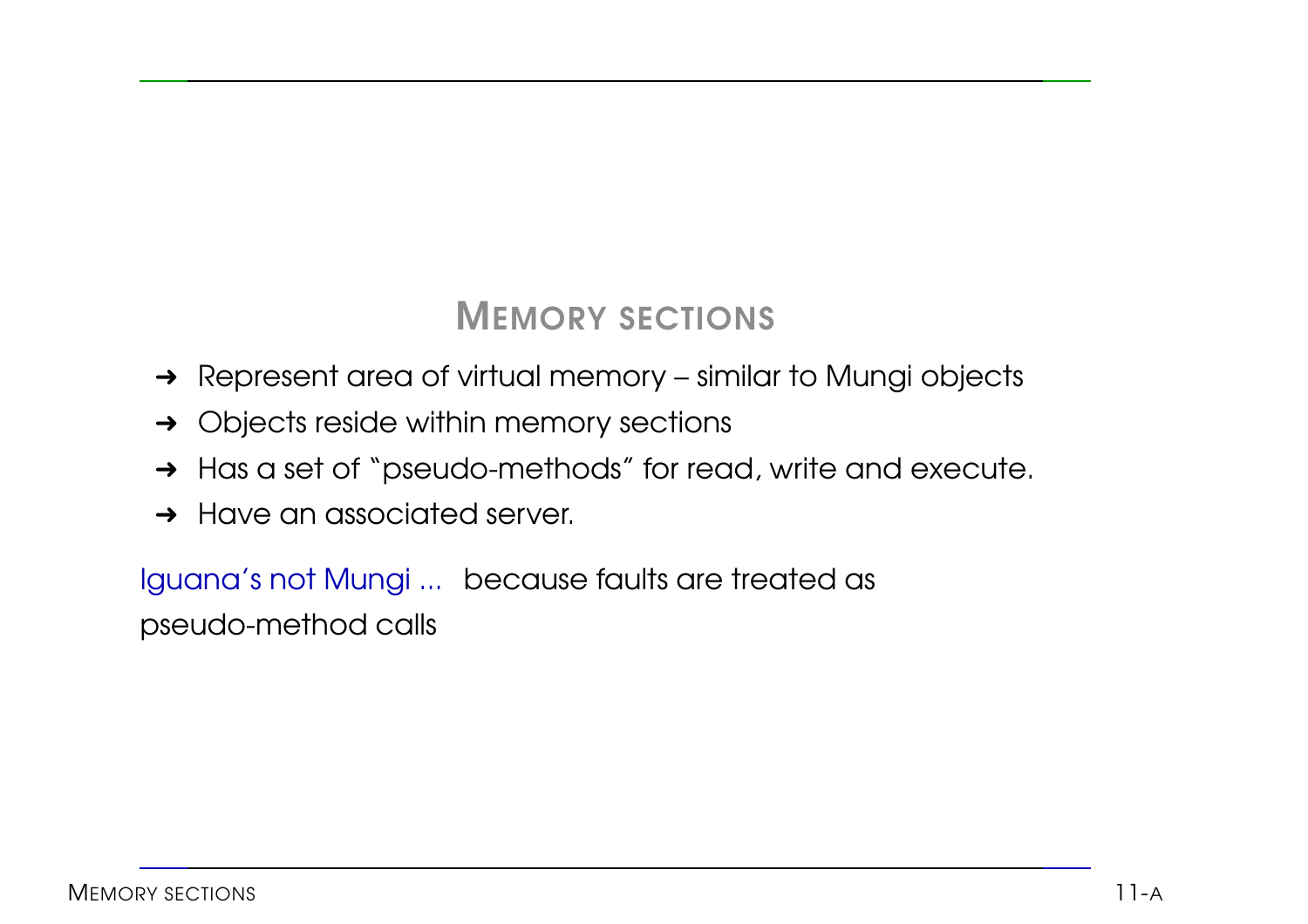## MEMORY SECTIONS

- Represent area of virtual memory – similar to Mungi objects
- Objects reside within memory sections
- Has a set of "pseudo-methods" for read, write and execute.
- Have an associated server.

Iguana's not Mungi ... because faults are treated as pseudo-method calls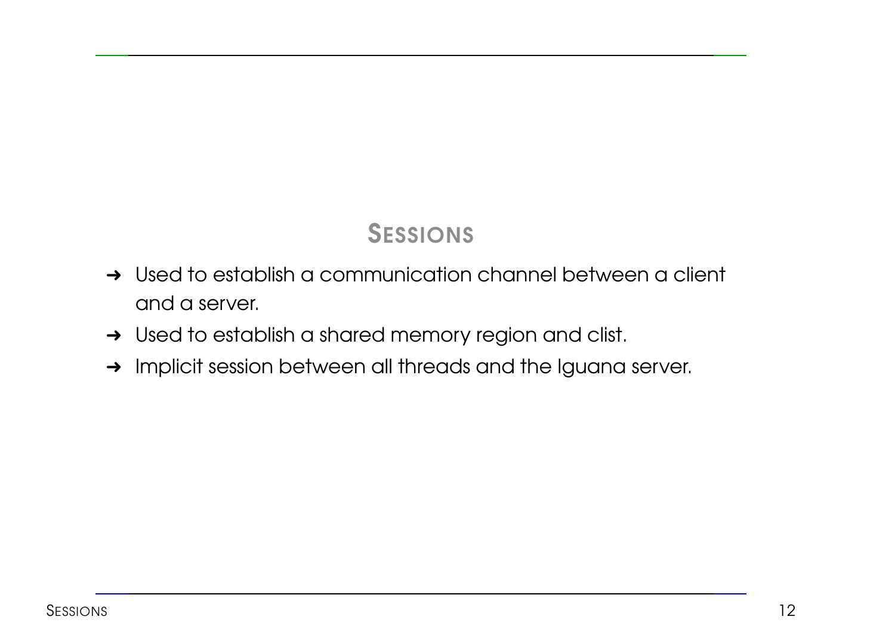## Sessions

- Used to establish a communication channel between a client and a server.
- Used to establish a shared memory region and clist.
- Implicit session between all threads and the Iguana server.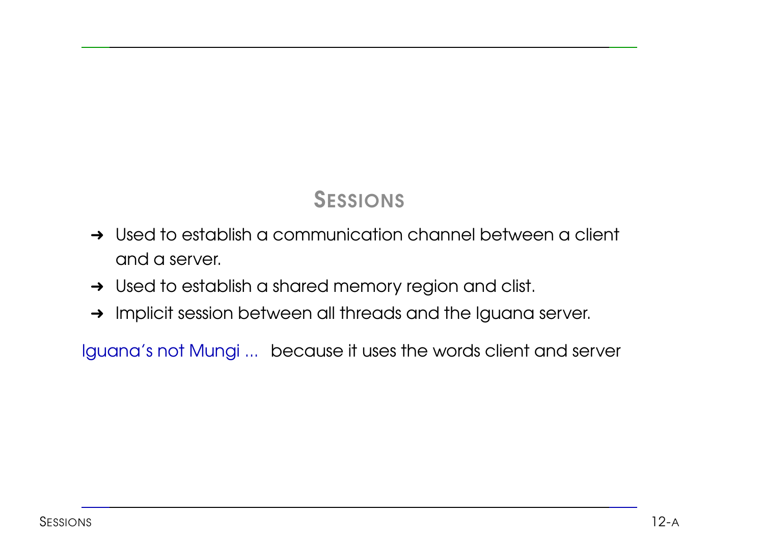## SESSIONS

- Used to establish a communication channel between a client and a server.
- Used to establish a shared memory region and clist.
- Implicit session between all threads and the Iguana server.

Iguana's not Mungi ... because it uses the words client and server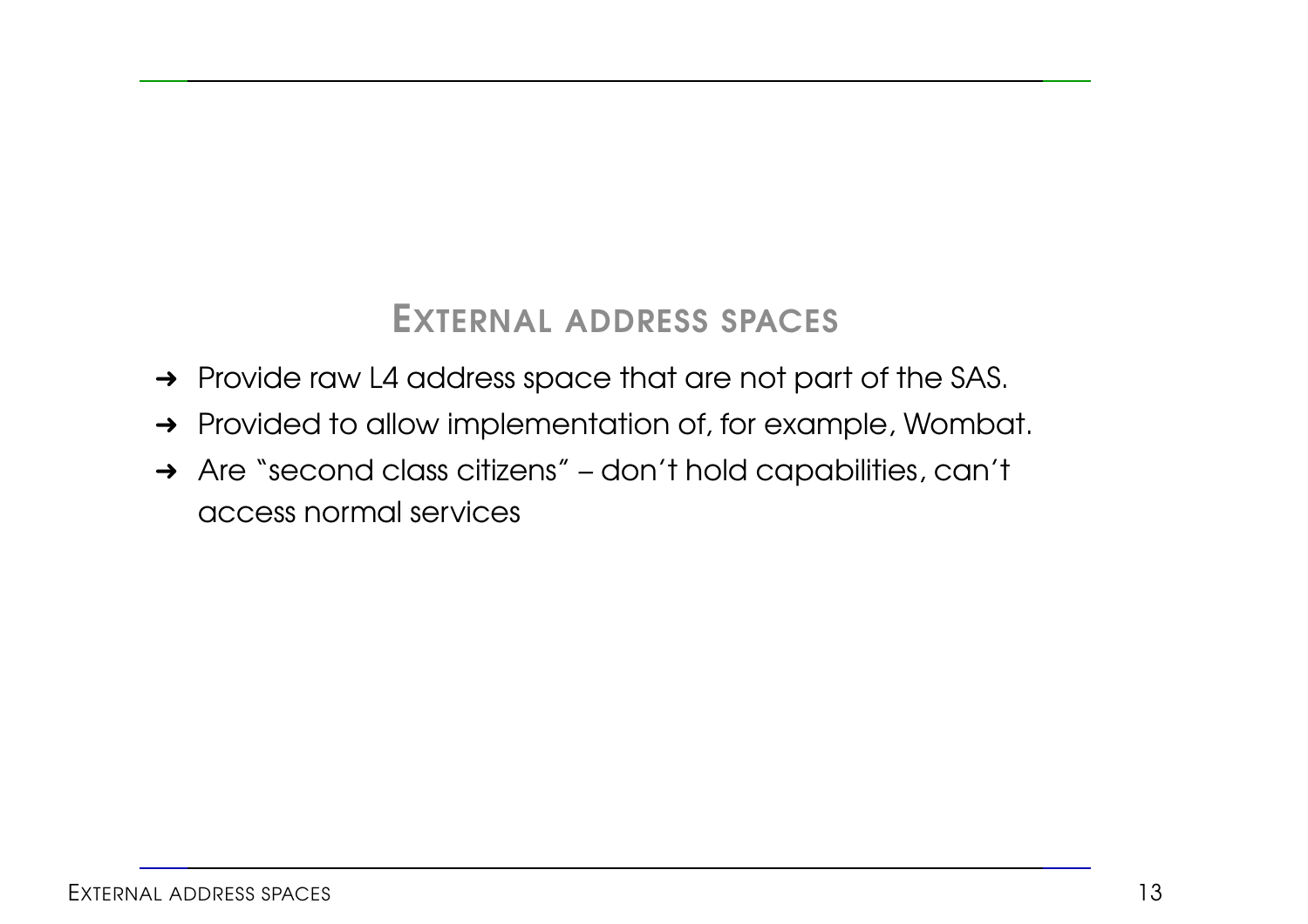## EXTERNAL ADDRESS SPACES

- Provide raw L4 address space that are not part of the SAS.
- Provided to allow implementation of, for example, Wombat.
- Are "second class citizens" – don't hold capabilities, can't access normal services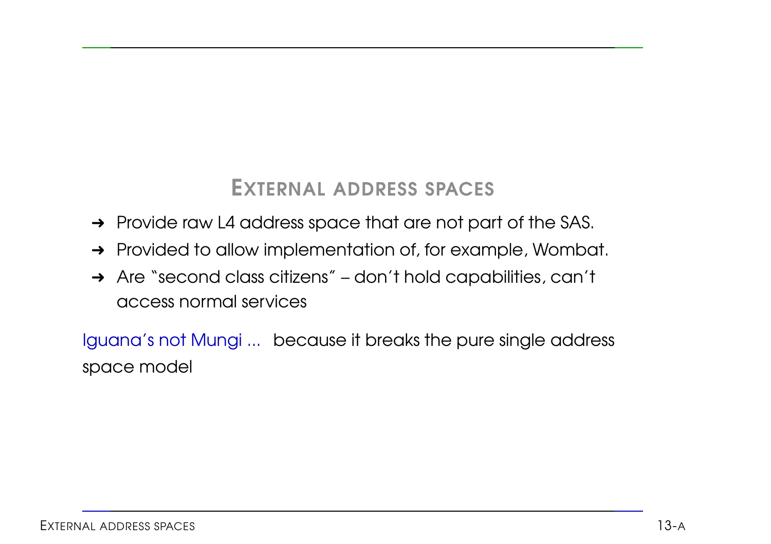## External address spaces

- Provide raw L4 address space that are not part of the SAS.
- Provided to allow implementation of, for example, Wombat.
- Are "second class citizens" – don't hold capabilities, can't access normal services

Iguana's not Mungi ... because it breaks the pure single address space model